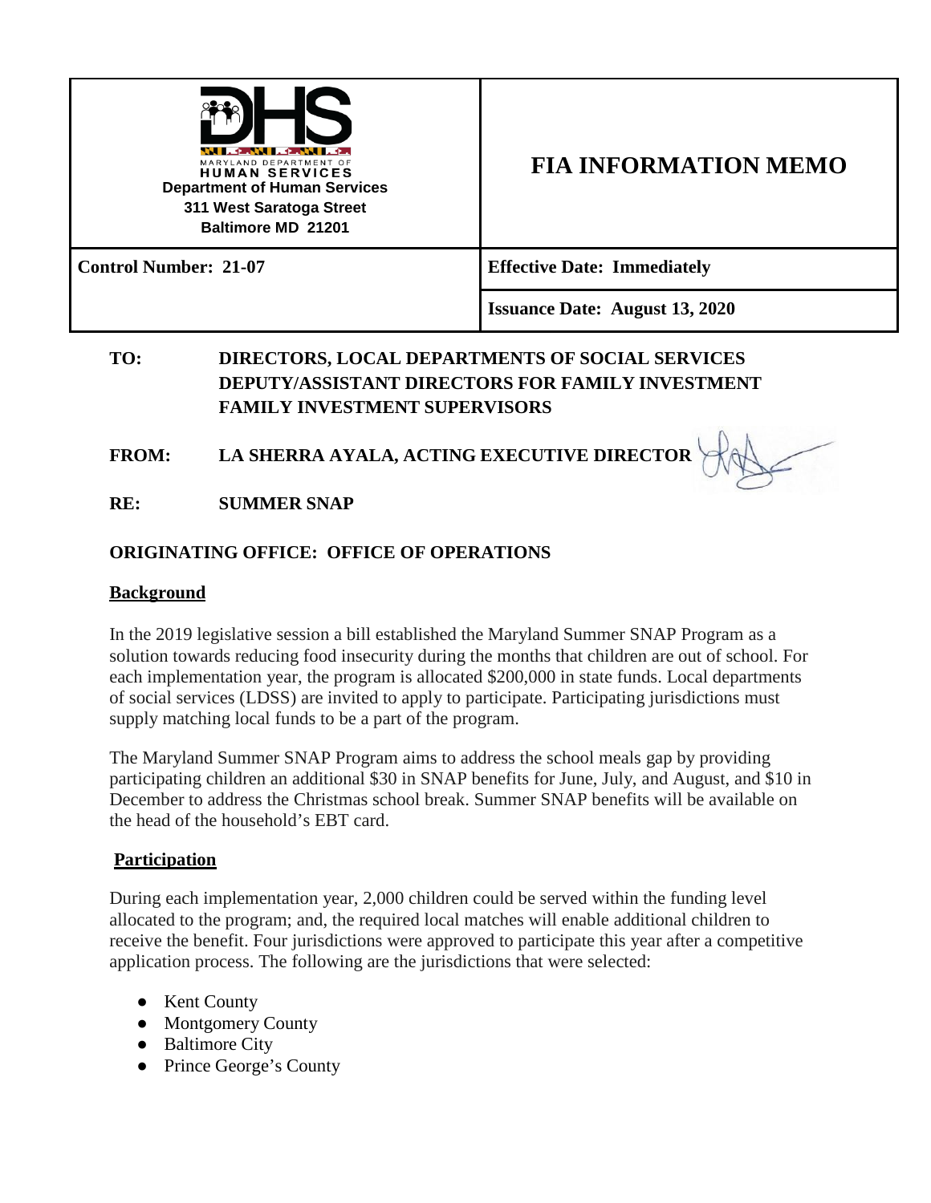| MARYLAND DEPARTMENT OF HUMAN SERVICES<br>**Department of Human Services**<br>**311 West Saratoga Street**<br>**Baltimore MD 21201** | **FIA INFORMATION MEMO** |
| --- | --- |
| **Control Number: 21-07** | **Effective Date: Immediately** |
| | **Issuance Date: August 13, 2020** |

**TO:** **DIRECTORS, LOCAL DEPARTMENTS OF SOCIAL SERVICES**
**DEPUTY/ASSISTANT DIRECTORS FOR FAMILY INVESTMENT**
**FAMILY INVESTMENT SUPERVISORS**

**FROM:** **LA SHERRA AYALA, ACTING EXECUTIVE DIRECTOR**

**RE:** **SUMMER SNAP**

**ORIGINATING OFFICE: OFFICE OF OPERATIONS**

## Background

In the 2019 legislative session a bill established the Maryland Summer SNAP Program as a solution towards reducing food insecurity during the months that children are out of school. For each implementation year, the program is allocated $200,000 in state funds. Local departments of social services (LDSS) are invited to apply to participate. Participating jurisdictions must supply matching local funds to be a part of the program.

The Maryland Summer SNAP Program aims to address the school meals gap by providing participating children an additional $30 in SNAP benefits for June, July, and August, and $10 in December to address the Christmas school break. Summer SNAP benefits will be available on the head of the household's EBT card.

## Participation

During each implementation year, 2,000 children could be served within the funding level allocated to the program; and, the required local matches will enable additional children to receive the benefit. Four jurisdictions were approved to participate this year after a competitive application process. The following are the jurisdictions that were selected:

- Kent County
- Montgomery County
- Baltimore City
- Prince George's County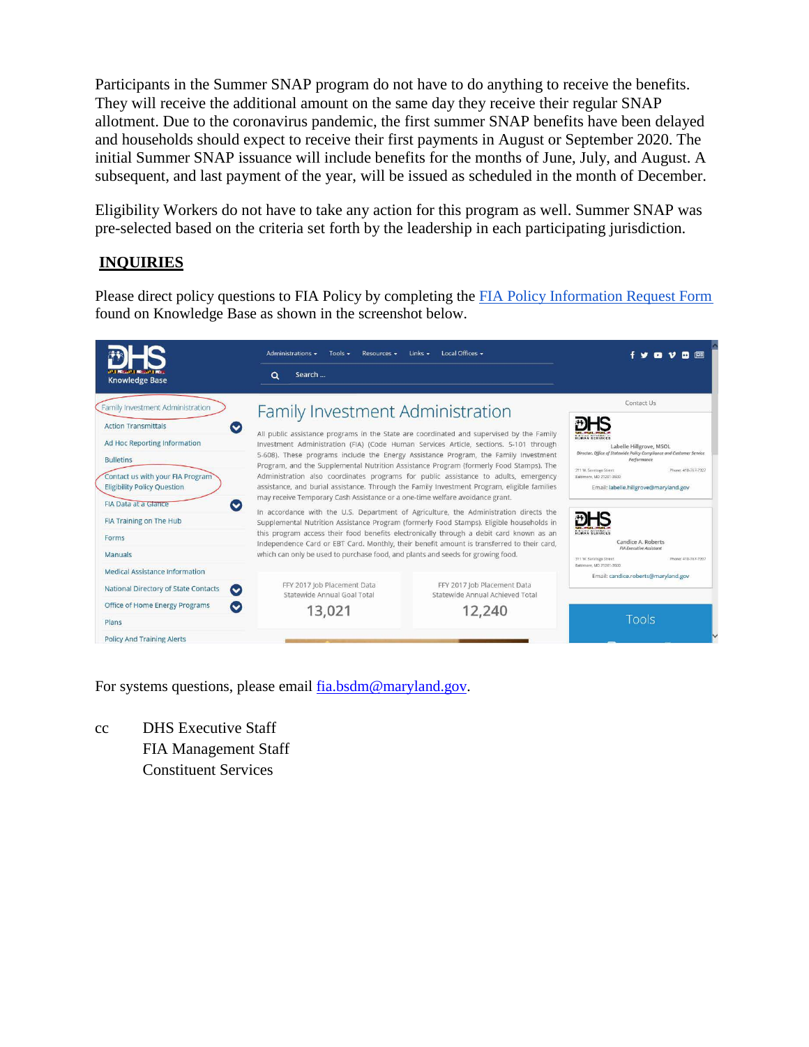Participants in the Summer SNAP program do not have to do anything to receive the benefits. They will receive the additional amount on the same day they receive their regular SNAP allotment. Due to the coronavirus pandemic, the first summer SNAP benefits have been delayed and households should expect to receive their first payments in August or September 2020. The initial Summer SNAP issuance will include benefits for the months of June, July, and August. A subsequent, and last payment of the year, will be issued as scheduled in the month of December.

Eligibility Workers do not have to take any action for this program as well. Summer SNAP was pre-selected based on the criteria set forth by the leadership in each participating jurisdiction.

## INQUIRIES

Please direct policy questions to FIA Policy by completing the FIA Policy Information Request Form found on Knowledge Base as shown in the screenshot below.

For systems questions, please email fia.bsdm@maryland.gov.

cc DHS Executive Staff
FIA Management Staff
Constituent Services